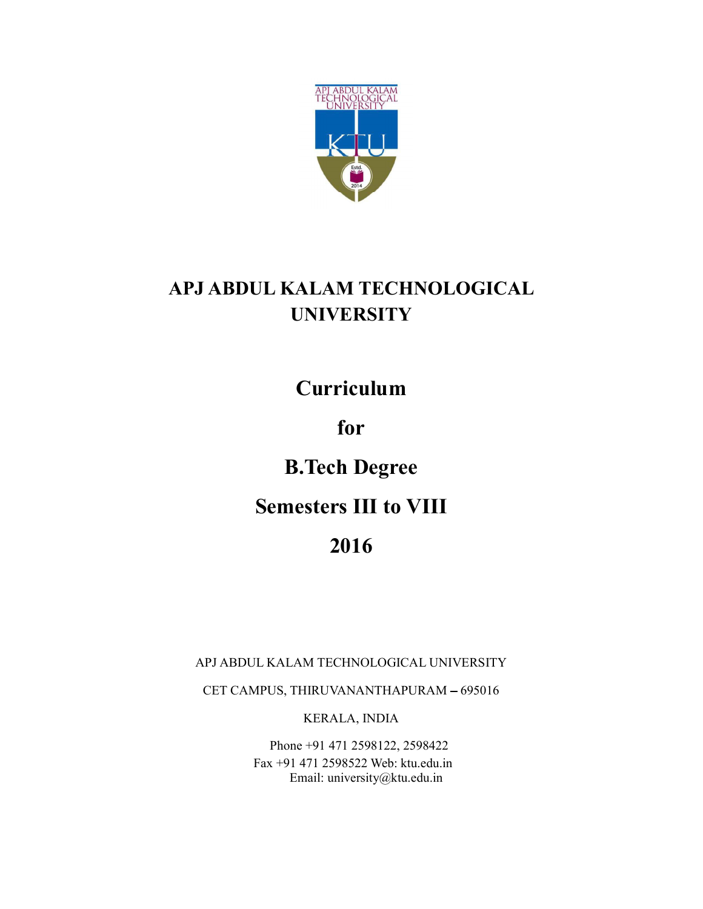# APJ ABDUL KALAM TECHNOLOGICAL UNIVERSITY

## Curriculum

## for

## B.Tech Degree

## Semesters III to VIII

## 2016

APJ ABDUL KALAM TECHNOLOGICAL UNIVERSITY

CET CAMPUS, THIRUVANANTHAPURAM – 695016

KERALA, INDIA

Phone +91 471 2598122, 2598422

Fax +91 471 2598522 Web: ktu.edu.in

Email: university@ktu.edu.in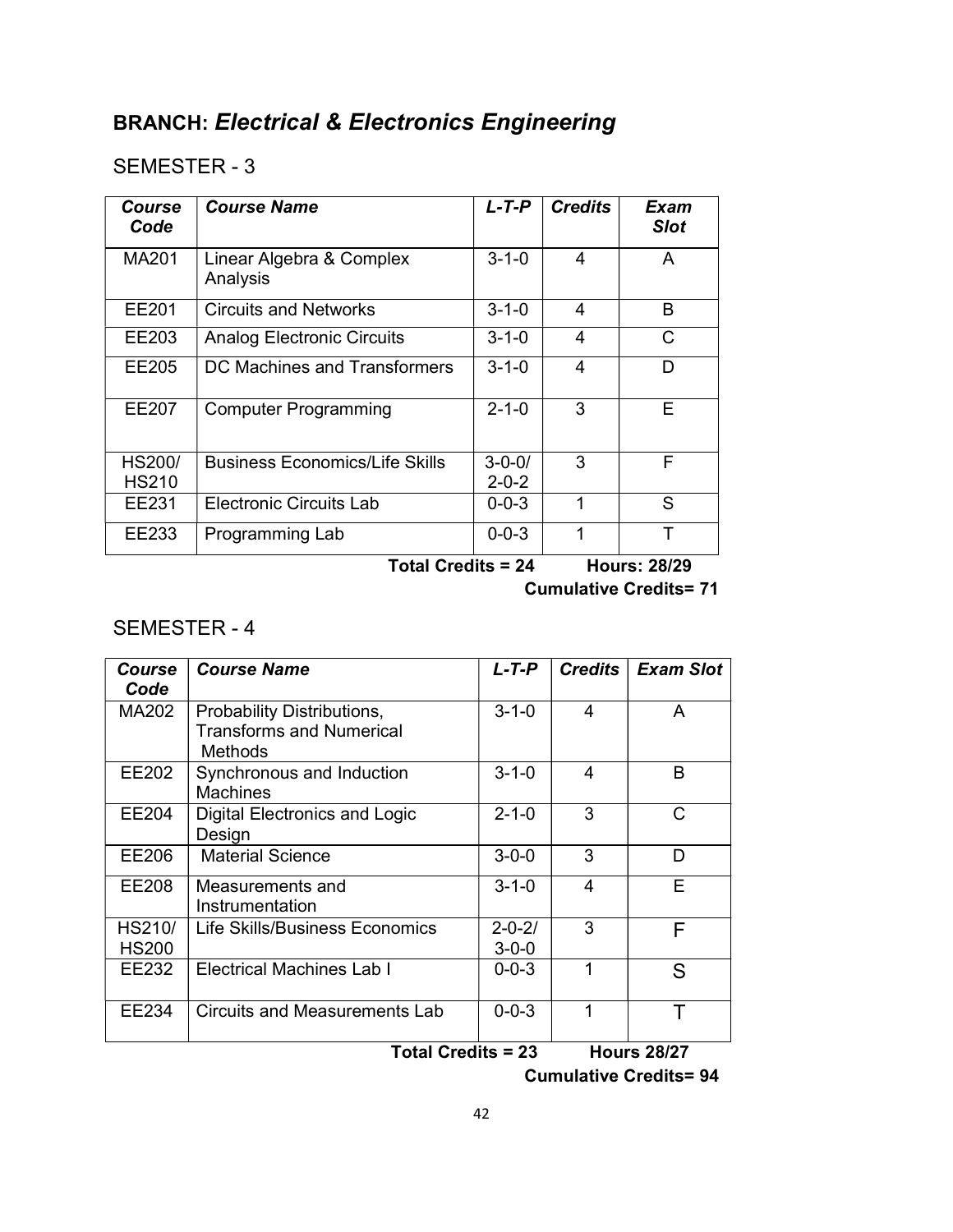## BRANCH: *Electrical & Electronics Engineering*

### SEMESTER - 3

| *Course Code* | *Course Name* | *L-T-P* | *Credits* | *Exam Slot* |
|---|---|---|---|---|
| MA201 | Linear Algebra & Complex Analysis | 3-1-0 | 4 | A |
| EE201 | Circuits and Networks | 3-1-0 | 4 | B |
| EE203 | Analog Electronic Circuits | 3-1-0 | 4 | C |
| EE205 | DC Machines and Transformers | 3-1-0 | 4 | D |
| EE207 | Computer Programming | 2-1-0 | 3 | E |
| HS200/ HS210 | Business Economics/Life Skills | 3-0-0/ 2-0-2 | 3 | F |
| EE231 | Electronic Circuits Lab | 0-0-3 | 1 | S |
| EE233 | Programming Lab | 0-0-3 | 1 | T |

**Total Credits = 24 Hours: 28/29**

**Cumulative Credits= 71**

### SEMESTER - 4

| *Course Code* | *Course Name* | *L-T-P* | *Credits* | *Exam Slot* |
|---|---|---|---|---|
| MA202 | Probability Distributions, Transforms and Numerical Methods | 3-1-0 | 4 | A |
| EE202 | Synchronous and Induction Machines | 3-1-0 | 4 | B |
| EE204 | Digital Electronics and Logic Design | 2-1-0 | 3 | C |
| EE206 | Material Science | 3-0-0 | 3 | D |
| EE208 | Measurements and Instrumentation | 3-1-0 | 4 | E |
| HS210/ HS200 | Life Skills/Business Economics | 2-0-2/ 3-0-0 | 3 | F |
| EE232 | Electrical Machines Lab I | 0-0-3 | 1 | S |
| EE234 | Circuits and Measurements Lab | 0-0-3 | 1 | T |

**Total Credits = 23 Hours 28/27**

**Cumulative Credits= 94**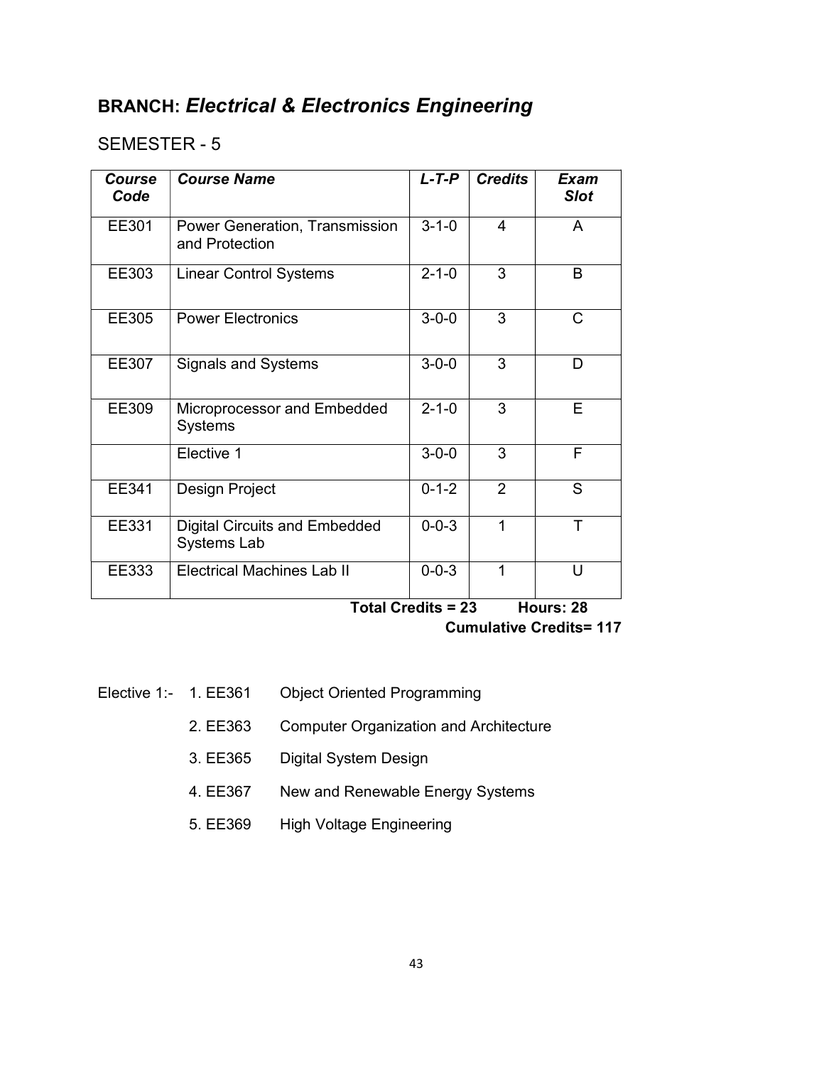## BRANCH: *Electrical & Electronics Engineering*

### SEMESTER - 5

| *Course Code* | *Course Name* | *L-T-P* | *Credits* | *Exam Slot* |
|---|---|---|---|---|
| EE301 | Power Generation, Transmission and Protection | 3-1-0 | 4 | A |
| EE303 | Linear Control Systems | 2-1-0 | 3 | B |
| EE305 | Power Electronics | 3-0-0 | 3 | C |
| EE307 | Signals and Systems | 3-0-0 | 3 | D |
| EE309 | Microprocessor and Embedded Systems | 2-1-0 | 3 | E |
| | Elective 1 | 3-0-0 | 3 | F |
| EE341 | Design Project | 0-1-2 | 2 | S |
| EE331 | Digital Circuits and Embedded Systems Lab | 0-0-3 | 1 | T |
| EE333 | Electrical Machines Lab II | 0-0-3 | 1 | U |

**Total Credits = 23 Hours: 28**

**Cumulative Credits= 117**

Elective 1:-

1. EE361 Object Oriented Programming
2. EE363 Computer Organization and Architecture
3. EE365 Digital System Design
4. EE367 New and Renewable Energy Systems
5. EE369 High Voltage Engineering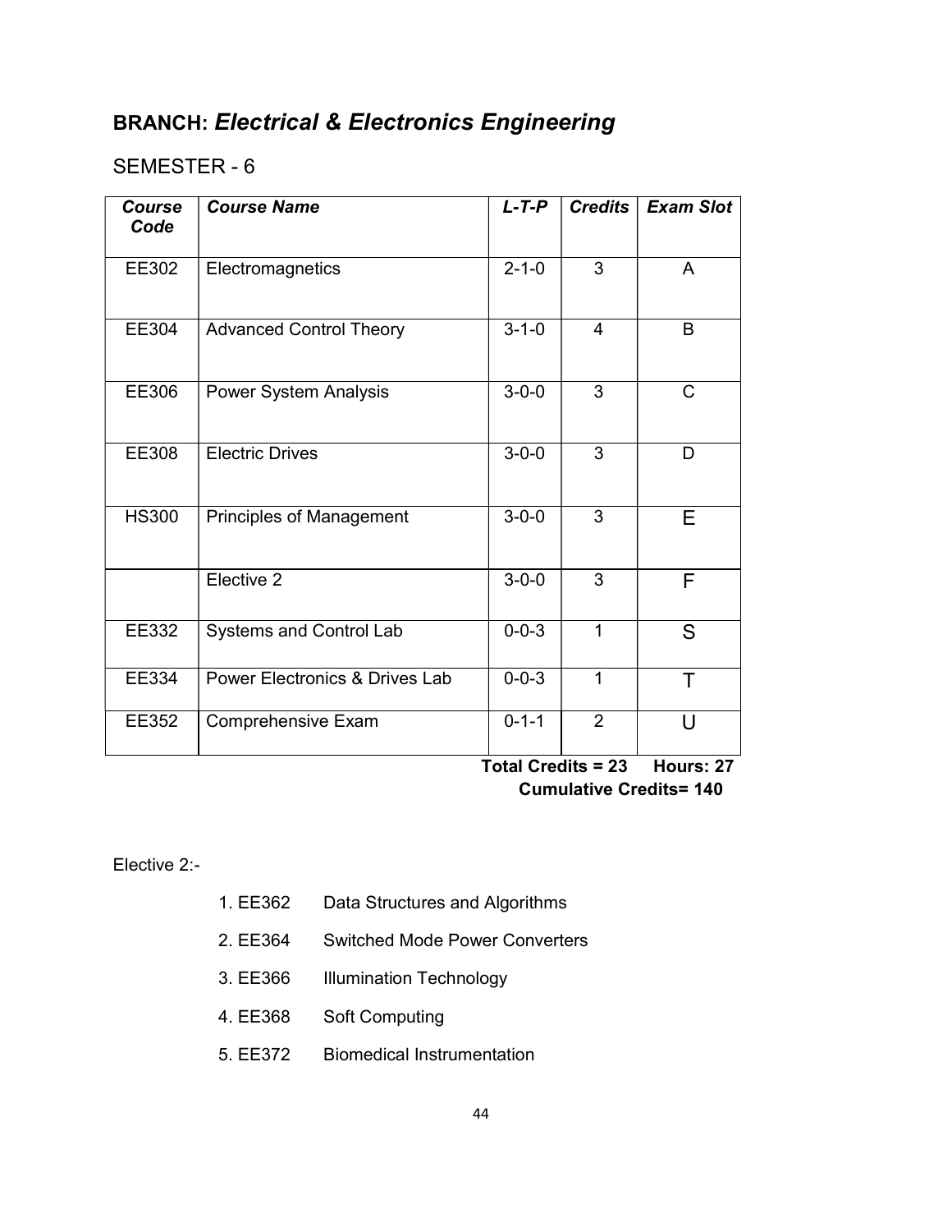## BRANCH: *Electrical & Electronics Engineering*

SEMESTER - 6

| *Course Code* | *Course Name* | *L-T-P* | *Credits* | *Exam Slot* |
|---|---|---|---|---|
| EE302 | Electromagnetics | 2-1-0 | 3 | A |
| EE304 | Advanced Control Theory | 3-1-0 | 4 | B |
| EE306 | Power System Analysis | 3-0-0 | 3 | C |
| EE308 | Electric Drives | 3-0-0 | 3 | D |
| HS300 | Principles of Management | 3-0-0 | 3 | E |
| | Elective 2 | 3-0-0 | 3 | F |
| EE332 | Systems and Control Lab | 0-0-3 | 1 | S |
| EE334 | Power Electronics & Drives Lab | 0-0-3 | 1 | T |
| EE352 | Comprehensive Exam | 0-1-1 | 2 | U |

**Total Credits = 23 Hours: 27**

**Cumulative Credits= 140**

Elective 2:-

1. EE362 Data Structures and Algorithms
2. EE364 Switched Mode Power Converters
3. EE366 Illumination Technology
4. EE368 Soft Computing
5. EE372 Biomedical Instrumentation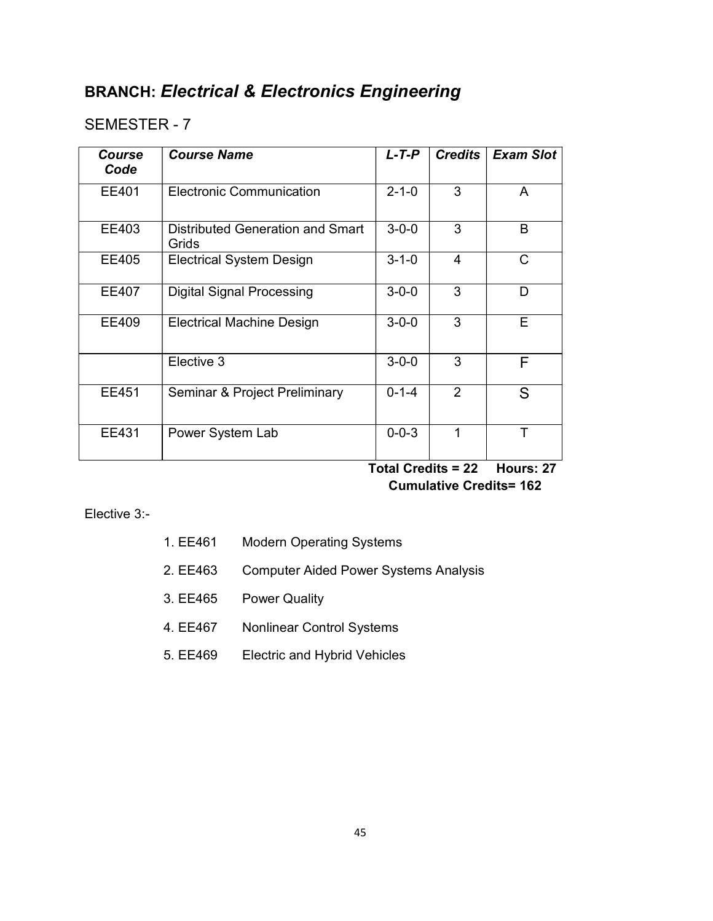## BRANCH: *Electrical & Electronics Engineering*

### SEMESTER - 7

| *Course Code* | *Course Name* | *L-T-P* | *Credits* | *Exam Slot* |
|---|---|---|---|---|
| EE401 | Electronic Communication | 2-1-0 | 3 | A |
| EE403 | Distributed Generation and Smart Grids | 3-0-0 | 3 | B |
| EE405 | Electrical System Design | 3-1-0 | 4 | C |
| EE407 | Digital Signal Processing | 3-0-0 | 3 | D |
| EE409 | Electrical Machine Design | 3-0-0 | 3 | E |
| | Elective 3 | 3-0-0 | 3 | F |
| EE451 | Seminar & Project Preliminary | 0-1-4 | 2 | S |
| EE431 | Power System Lab | 0-0-3 | 1 | T |

**Total Credits = 22 Hours: 27**

**Cumulative Credits= 162**

Elective 3:-

1. EE461 Modern Operating Systems
2. EE463 Computer Aided Power Systems Analysis
3. EE465 Power Quality
4. EE467 Nonlinear Control Systems
5. EE469 Electric and Hybrid Vehicles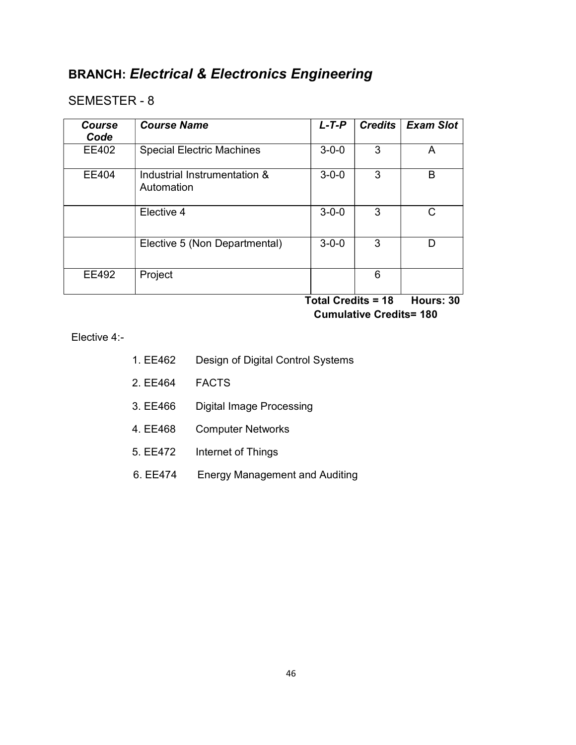## BRANCH: *Electrical & Electronics Engineering*

SEMESTER - 8

| *Course Code* | *Course Name* | *L-T-P* | *Credits* | *Exam Slot* |
|---|---|---|---|---|
| EE402 | Special Electric Machines | 3-0-0 | 3 | A |
| EE404 | Industrial Instrumentation & Automation | 3-0-0 | 3 | B |
| | Elective 4 | 3-0-0 | 3 | C |
| | Elective 5 (Non Departmental) | 3-0-0 | 3 | D |
| EE492 | Project | | 6 | |

**Total Credits = 18 Hours: 30**
**Cumulative Credits= 180**

Elective 4:-

1. EE462 Design of Digital Control Systems
2. EE464 FACTS
3. EE466 Digital Image Processing
4. EE468 Computer Networks
5. EE472 Internet of Things
6. EE474 Energy Management and Auditing